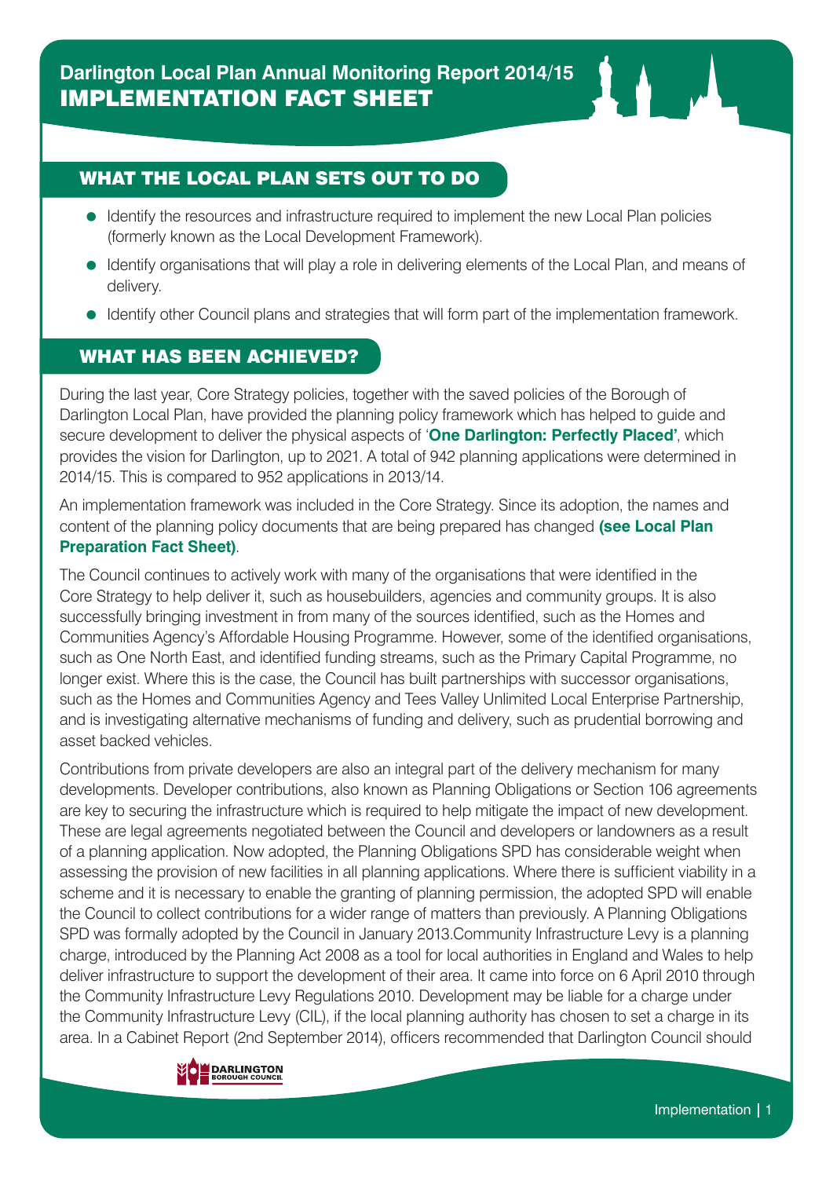# Darlington Local Plan Annual Monitoring Report 2014/15
# IMPLEMENTATION FACT SHEET

## WHAT THE LOCAL PLAN SETS OUT TO DO

- Identify the resources and infrastructure required to implement the new Local Plan policies (formerly known as the Local Development Framework).
- Identify organisations that will play a role in delivering elements of the Local Plan, and means of delivery.
- Identify other Council plans and strategies that will form part of the implementation framework.

## WHAT HAS BEEN ACHIEVED?

During the last year, Core Strategy policies, together with the saved policies of the Borough of Darlington Local Plan, have provided the planning policy framework which has helped to guide and secure development to deliver the physical aspects of '**One Darlington: Perfectly Placed'**, which provides the vision for Darlington, up to 2021. A total of 942 planning applications were determined in 2014/15. This is compared to 952 applications in 2013/14.

An implementation framework was included in the Core Strategy. Since its adoption, the names and content of the planning policy documents that are being prepared has changed **(see Local Plan Preparation Fact Sheet)**.

The Council continues to actively work with many of the organisations that were identified in the Core Strategy to help deliver it, such as housebuilders, agencies and community groups. It is also successfully bringing investment in from many of the sources identified, such as the Homes and Communities Agency's Affordable Housing Programme. However, some of the identified organisations, such as One North East, and identified funding streams, such as the Primary Capital Programme, no longer exist. Where this is the case, the Council has built partnerships with successor organisations, such as the Homes and Communities Agency and Tees Valley Unlimited Local Enterprise Partnership, and is investigating alternative mechanisms of funding and delivery, such as prudential borrowing and asset backed vehicles.

Contributions from private developers are also an integral part of the delivery mechanism for many developments. Developer contributions, also known as Planning Obligations or Section 106 agreements are key to securing the infrastructure which is required to help mitigate the impact of new development. These are legal agreements negotiated between the Council and developers or landowners as a result of a planning application. Now adopted, the Planning Obligations SPD has considerable weight when assessing the provision of new facilities in all planning applications. Where there is sufficient viability in a scheme and it is necessary to enable the granting of planning permission, the adopted SPD will enable the Council to collect contributions for a wider range of matters than previously. A Planning Obligations SPD was formally adopted by the Council in January 2013.Community Infrastructure Levy is a planning charge, introduced by the Planning Act 2008 as a tool for local authorities in England and Wales to help deliver infrastructure to support the development of their area. It came into force on 6 April 2010 through the Community Infrastructure Levy Regulations 2010. Development may be liable for a charge under the Community Infrastructure Levy (CIL), if the local planning authority has chosen to set a charge in its area. In a Cabinet Report (2nd September 2014), officers recommended that Darlington Council should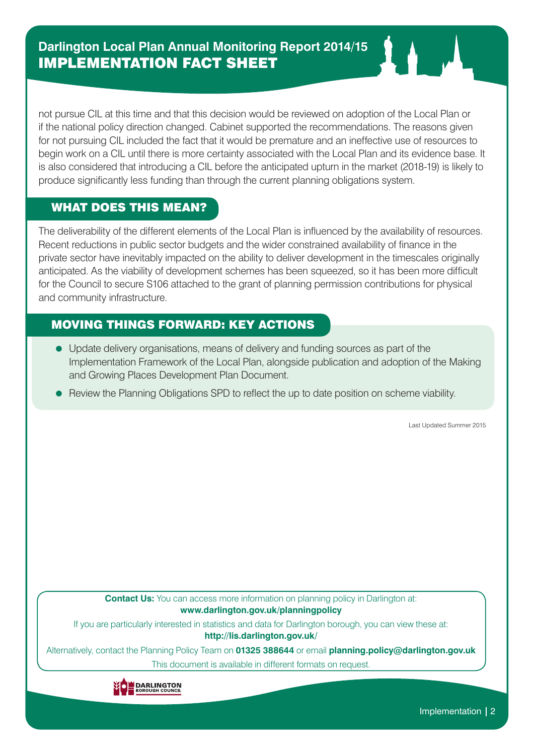not pursue CIL at this time and that this decision would be reviewed on adoption of the Local Plan or if the national policy direction changed. Cabinet supported the recommendations. The reasons given for not pursuing CIL included the fact that it would be premature and an ineffective use of resources to begin work on a CIL until there is more certainty associated with the Local Plan and its evidence base. It is also considered that introducing a CIL before the anticipated upturn in the market (2018-19) is likely to produce significantly less funding than through the current planning obligations system.

## WHAT DOES THIS MEAN?

The deliverability of the different elements of the Local Plan is influenced by the availability of resources. Recent reductions in public sector budgets and the wider constrained availability of finance in the private sector have inevitably impacted on the ability to deliver development in the timescales originally anticipated. As the viability of development schemes has been squeezed, so it has been more difficult for the Council to secure S106 attached to the grant of planning permission contributions for physical and community infrastructure.

## MOVING THINGS FORWARD: KEY ACTIONS

- Update delivery organisations, means of delivery and funding sources as part of the Implementation Framework of the Local Plan, alongside publication and adoption of the Making and Growing Places Development Plan Document.
- Review the Planning Obligations SPD to reflect the up to date position on scheme viability.

Last Updated Summer 2015

**Contact Us:** You can access more information on planning policy in Darlington at: **www.darlington.gov.uk/planningpolicy**

If you are particularly interested in statistics and data for Darlington borough, you can view these at: **http://lis.darlington.gov.uk/**

Alternatively, contact the Planning Policy Team on **01325 388644** or email **planning.policy@darlington.gov.uk**

This document is available in different formats on request.